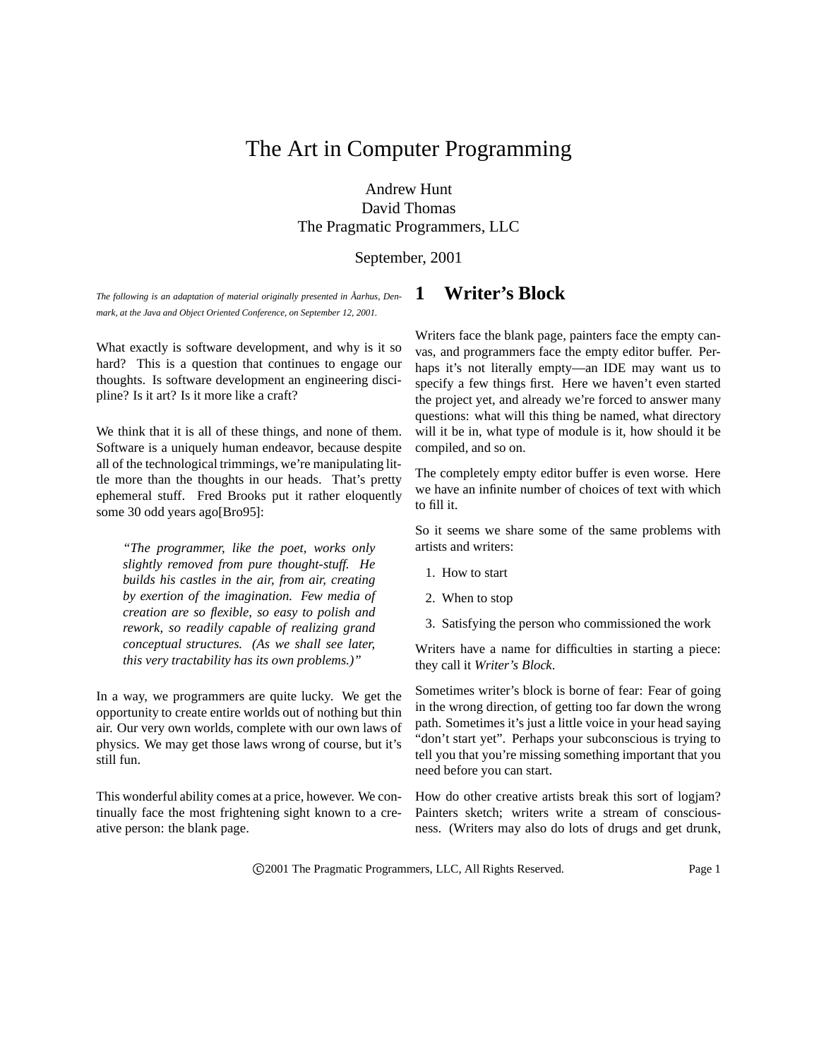# The Art in Computer Programming

Andrew Hunt
David Thomas
The Pragmatic Programmers, LLC

September, 2001

*The following is an adaptation of material originally presented in Åarhus, Denmark, at the Java and Object Oriented Conference, on September 12, 2001.*

What exactly is software development, and why is it so hard? This is a question that continues to engage our thoughts. Is software development an engineering discipline? Is it art? Is it more like a craft?

We think that it is all of these things, and none of them. Software is a uniquely human endeavor, because despite all of the technological trimmings, we're manipulating little more than the thoughts in our heads. That's pretty ephemeral stuff. Fred Brooks put it rather eloquently some 30 odd years ago[Bro95]:

> *"The programmer, like the poet, works only slightly removed from pure thought-stuff. He builds his castles in the air, from air, creating by exertion of the imagination. Few media of creation are so flexible, so easy to polish and rework, so readily capable of realizing grand conceptual structures. (As we shall see later, this very tractability has its own problems.)"*

In a way, we programmers are quite lucky. We get the opportunity to create entire worlds out of nothing but thin air. Our very own worlds, complete with our own laws of physics. We may get those laws wrong of course, but it's still fun.

This wonderful ability comes at a price, however. We continually face the most frightening sight known to a creative person: the blank page.

## 1 Writer's Block

Writers face the blank page, painters face the empty canvas, and programmers face the empty editor buffer. Perhaps it's not literally empty—an IDE may want us to specify a few things first. Here we haven't even started the project yet, and already we're forced to answer many questions: what will this thing be named, what directory will it be in, what type of module is it, how should it be compiled, and so on.

The completely empty editor buffer is even worse. Here we have an infinite number of choices of text with which to fill it.

So it seems we share some of the same problems with artists and writers:

1. How to start
2. When to stop
3. Satisfying the person who commissioned the work

Writers have a name for difficulties in starting a piece: they call it *Writer's Block*.

Sometimes writer's block is borne of fear: Fear of going in the wrong direction, of getting too far down the wrong path. Sometimes it's just a little voice in your head saying "don't start yet". Perhaps your subconscious is trying to tell you that you're missing something important that you need before you can start.

How do other creative artists break this sort of logjam? Painters sketch; writers write a stream of consciousness. (Writers may also do lots of drugs and get drunk,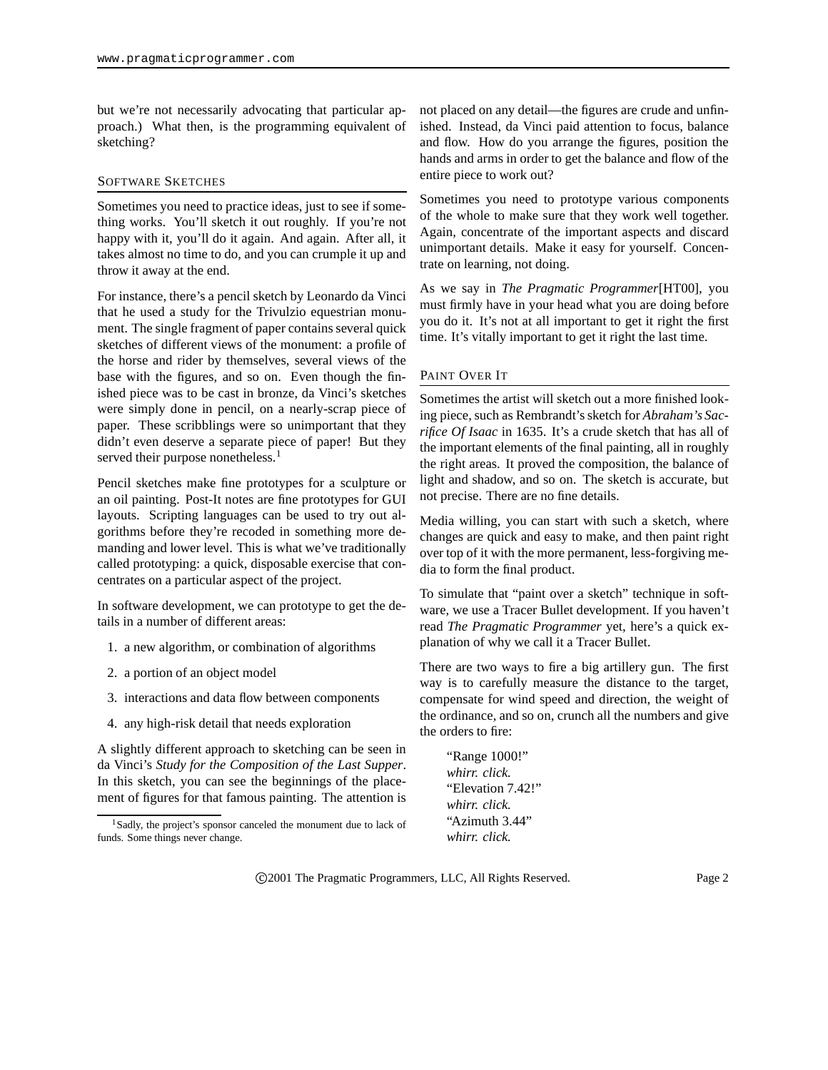but we're not necessarily advocating that particular approach.) What then, is the programming equivalent of sketching?

## Software Sketches

Sometimes you need to practice ideas, just to see if something works. You'll sketch it out roughly. If you're not happy with it, you'll do it again. And again. After all, it takes almost no time to do, and you can crumple it up and throw it away at the end.

For instance, there's a pencil sketch by Leonardo da Vinci that he used a study for the Trivulzio equestrian monument. The single fragment of paper contains several quick sketches of different views of the monument: a profile of the horse and rider by themselves, several views of the base with the figures, and so on. Even though the finished piece was to be cast in bronze, da Vinci's sketches were simply done in pencil, on a nearly-scrap piece of paper. These scribblings were so unimportant that they didn't even deserve a separate piece of paper! But they served their purpose nonetheless.[1]

Pencil sketches make fine prototypes for a sculpture or an oil painting. Post-It notes are fine prototypes for GUI layouts. Scripting languages can be used to try out algorithms before they're recoded in something more demanding and lower level. This is what we've traditionally called prototyping: a quick, disposable exercise that concentrates on a particular aspect of the project.

In software development, we can prototype to get the details in a number of different areas:

1. a new algorithm, or combination of algorithms
2. a portion of an object model
3. interactions and data flow between components
4. any high-risk detail that needs exploration

A slightly different approach to sketching can be seen in da Vinci's *Study for the Composition of the Last Supper*. In this sketch, you can see the beginnings of the placement of figures for that famous painting. The attention is not placed on any detail—the figures are crude and unfinished. Instead, da Vinci paid attention to focus, balance and flow. How do you arrange the figures, position the hands and arms in order to get the balance and flow of the entire piece to work out?

Sometimes you need to prototype various components of the whole to make sure that they work well together. Again, concentrate of the important aspects and discard unimportant details. Make it easy for yourself. Concentrate on learning, not doing.

As we say in *The Pragmatic Programmer*[HT00], you must firmly have in your head what you are doing before you do it. It's not at all important to get it right the first time. It's vitally important to get it right the last time.

## Paint Over It

Sometimes the artist will sketch out a more finished looking piece, such as Rembrandt's sketch for *Abraham's Sacrifice Of Isaac* in 1635. It's a crude sketch that has all of the important elements of the final painting, all in roughly the right areas. It proved the composition, the balance of light and shadow, and so on. The sketch is accurate, but not precise. There are no fine details.

Media willing, you can start with such a sketch, where changes are quick and easy to make, and then paint right over top of it with the more permanent, less-forgiving media to form the final product.

To simulate that "paint over a sketch" technique in software, we use a Tracer Bullet development. If you haven't read *The Pragmatic Programmer* yet, here's a quick explanation of why we call it a Tracer Bullet.

There are two ways to fire a big artillery gun. The first way is to carefully measure the distance to the target, compensate for wind speed and direction, the weight of the ordinance, and so on, crunch all the numbers and give the orders to fire:

> "Range 1000!"
> *whirr. click.*
> "Elevation 7.42!"
> *whirr. click.*
> "Azimuth 3.44"
> *whirr. click.*

[1] Sadly, the project's sponsor canceled the monument due to lack of funds. Some things never change.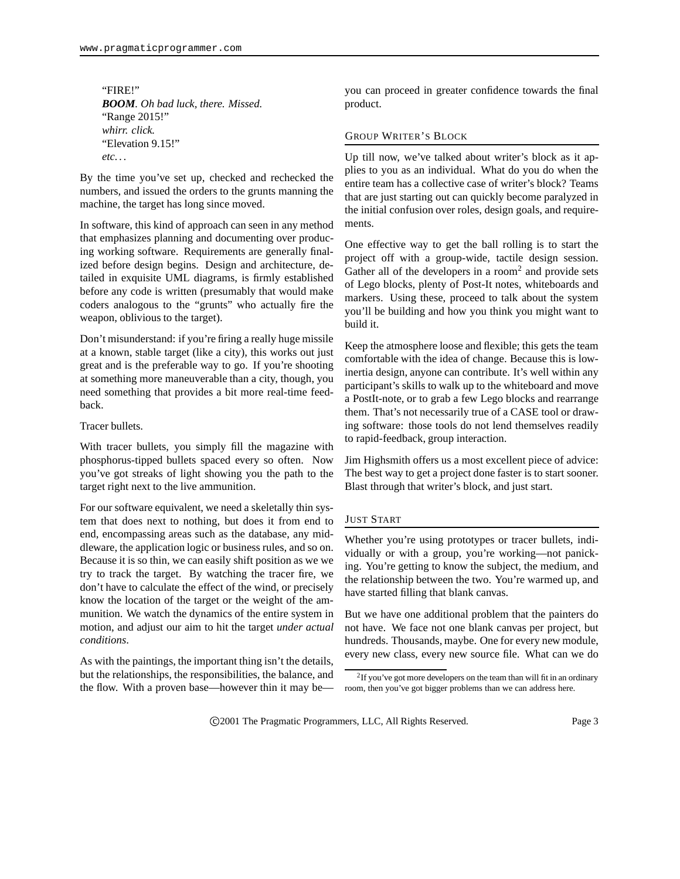"FIRE!"  
***BOOM***. *Oh bad luck, there. Missed.*  
"Range 2015!"  
*whirr. click.*  
"Elevation 9.15!"  
*etc. . .*

By the time you've set up, checked and rechecked the numbers, and issued the orders to the grunts manning the machine, the target has long since moved.

In software, this kind of approach can seen in any method that emphasizes planning and documenting over producing working software. Requirements are generally finalized before design begins. Design and architecture, detailed in exquisite UML diagrams, is firmly established before any code is written (presumably that would make coders analogous to the "grunts" who actually fire the weapon, oblivious to the target).

Don't misunderstand: if you're firing a really huge missile at a known, stable target (like a city), this works out just great and is the preferable way to go. If you're shooting at something more maneuverable than a city, though, you need something that provides a bit more real-time feedback.

Tracer bullets.

With tracer bullets, you simply fill the magazine with phosphorus-tipped bullets spaced every so often. Now you've got streaks of light showing you the path to the target right next to the live ammunition.

For our software equivalent, we need a skeletally thin system that does next to nothing, but does it from end to end, encompassing areas such as the database, any middleware, the application logic or business rules, and so on. Because it is so thin, we can easily shift position as we we try to track the target. By watching the tracer fire, we don't have to calculate the effect of the wind, or precisely know the location of the target or the weight of the ammunition. We watch the dynamics of the entire system in motion, and adjust our aim to hit the target *under actual conditions*.

As with the paintings, the important thing isn't the details, but the relationships, the responsibilities, the balance, and the flow. With a proven base—however thin it may be—you can proceed in greater confidence towards the final product.

## Group Writer's Block

Up till now, we've talked about writer's block as it applies to you as an individual. What do you do when the entire team has a collective case of writer's block? Teams that are just starting out can quickly become paralyzed in the initial confusion over roles, design goals, and requirements.

One effective way to get the ball rolling is to start the project off with a group-wide, tactile design session. Gather all of the developers in a room[2] and provide sets of Lego blocks, plenty of Post-It notes, whiteboards and markers. Using these, proceed to talk about the system you'll be building and how you think you might want to build it.

Keep the atmosphere loose and flexible; this gets the team comfortable with the idea of change. Because this is low-inertia design, anyone can contribute. It's well within any participant's skills to walk up to the whiteboard and move a PostIt-note, or to grab a few Lego blocks and rearrange them. That's not necessarily true of a CASE tool or drawing software: those tools do not lend themselves readily to rapid-feedback, group interaction.

Jim Highsmith offers us a most excellent piece of advice: The best way to get a project done faster is to start sooner. Blast through that writer's block, and just start.

## Just Start

Whether you're using prototypes or tracer bullets, individually or with a group, you're working—not panicking. You're getting to know the subject, the medium, and the relationship between the two. You're warmed up, and have started filling that blank canvas.

But we have one additional problem that the painters do not have. We face not one blank canvas per project, but hundreds. Thousands, maybe. One for every new module, every new class, every new source file. What can we do

[2] If you've got more developers on the team than will fit in an ordinary room, then you've got bigger problems than we can address here.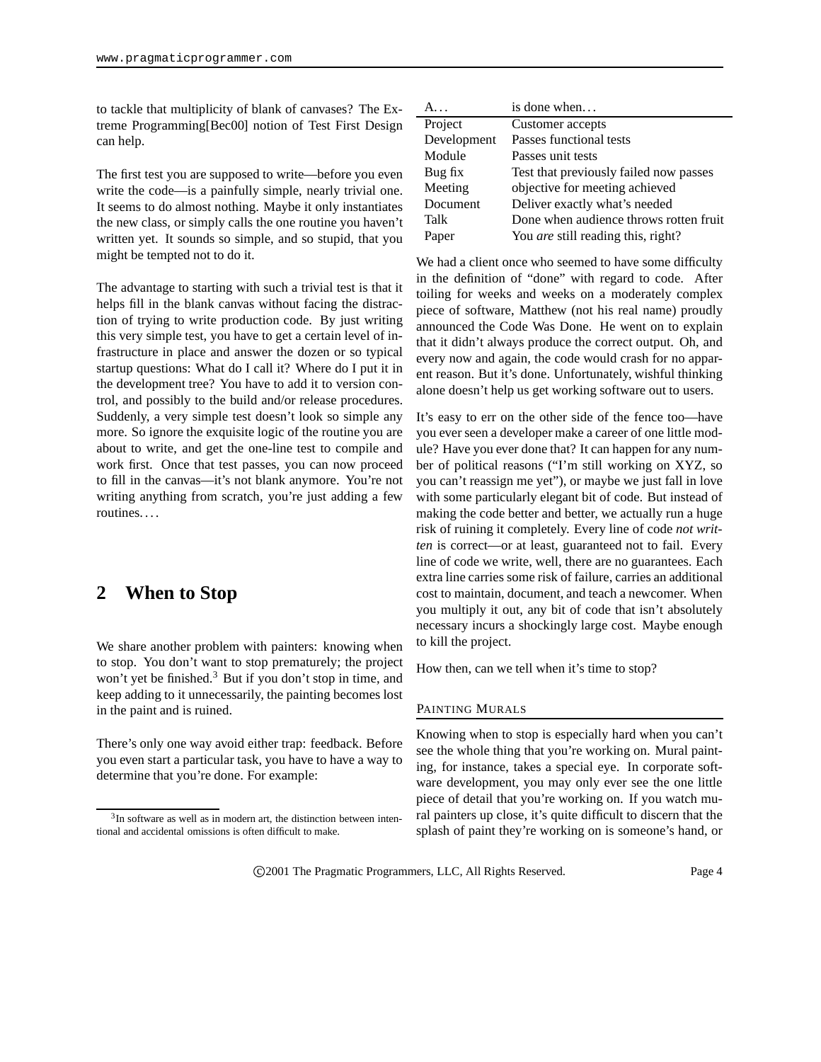to tackle that multiplicity of blank of canvases? The Extreme Programming[Bec00] notion of Test First Design can help.

The first test you are supposed to write—before you even write the code—is a painfully simple, nearly trivial one. It seems to do almost nothing. Maybe it only instantiates the new class, or simply calls the one routine you haven't written yet. It sounds so simple, and so stupid, that you might be tempted not to do it.

The advantage to starting with such a trivial test is that it helps fill in the blank canvas without facing the distraction of trying to write production code. By just writing this very simple test, you have to get a certain level of infrastructure in place and answer the dozen or so typical startup questions: What do I call it? Where do I put it in the development tree? You have to add it to version control, and possibly to the build and/or release procedures. Suddenly, a very simple test doesn't look so simple any more. So ignore the exquisite logic of the routine you are about to write, and get the one-line test to compile and work first. Once that test passes, you can now proceed to fill in the canvas—it's not blank anymore. You're not writing anything from scratch, you're just adding a few routines. . . .

## 2 When to Stop

We share another problem with painters: knowing when to stop. You don't want to stop prematurely; the project won't yet be finished.[3] But if you don't stop in time, and keep adding to it unnecessarily, the painting becomes lost in the paint and is ruined.

There's only one way avoid either trap: feedback. Before you even start a particular task, you have to have a way to determine that you're done. For example:

| A. . . | is done when. . . |
|---|---|
| Project | Customer accepts |
| Development | Passes functional tests |
| Module | Passes unit tests |
| Bug fix | Test that previously failed now passes |
| Meeting | objective for meeting achieved |
| Document | Deliver exactly what's needed |
| Talk | Done when audience throws rotten fruit |
| Paper | You *are* still reading this, right? |

We had a client once who seemed to have some difficulty in the definition of "done" with regard to code. After toiling for weeks and weeks on a moderately complex piece of software, Matthew (not his real name) proudly announced the Code Was Done. He went on to explain that it didn't always produce the correct output. Oh, and every now and again, the code would crash for no apparent reason. But it's done. Unfortunately, wishful thinking alone doesn't help us get working software out to users.

It's easy to err on the other side of the fence too—have you ever seen a developer make a career of one little module? Have you ever done that? It can happen for any number of political reasons ("I'm still working on XYZ, so you can't reassign me yet"), or maybe we just fall in love with some particularly elegant bit of code. But instead of making the code better and better, we actually run a huge risk of ruining it completely. Every line of code *not written* is correct—or at least, guaranteed not to fail. Every line of code we write, well, there are no guarantees. Each extra line carries some risk of failure, carries an additional cost to maintain, document, and teach a newcomer. When you multiply it out, any bit of code that isn't absolutely necessary incurs a shockingly large cost. Maybe enough to kill the project.

How then, can we tell when it's time to stop?

### Painting Murals

Knowing when to stop is especially hard when you can't see the whole thing that you're working on. Mural painting, for instance, takes a special eye. In corporate software development, you may only ever see the one little piece of detail that you're working on. If you watch mural painters up close, it's quite difficult to discern that the splash of paint they're working on is someone's hand, or

[3] In software as well as in modern art, the distinction between intentional and accidental omissions is often difficult to make.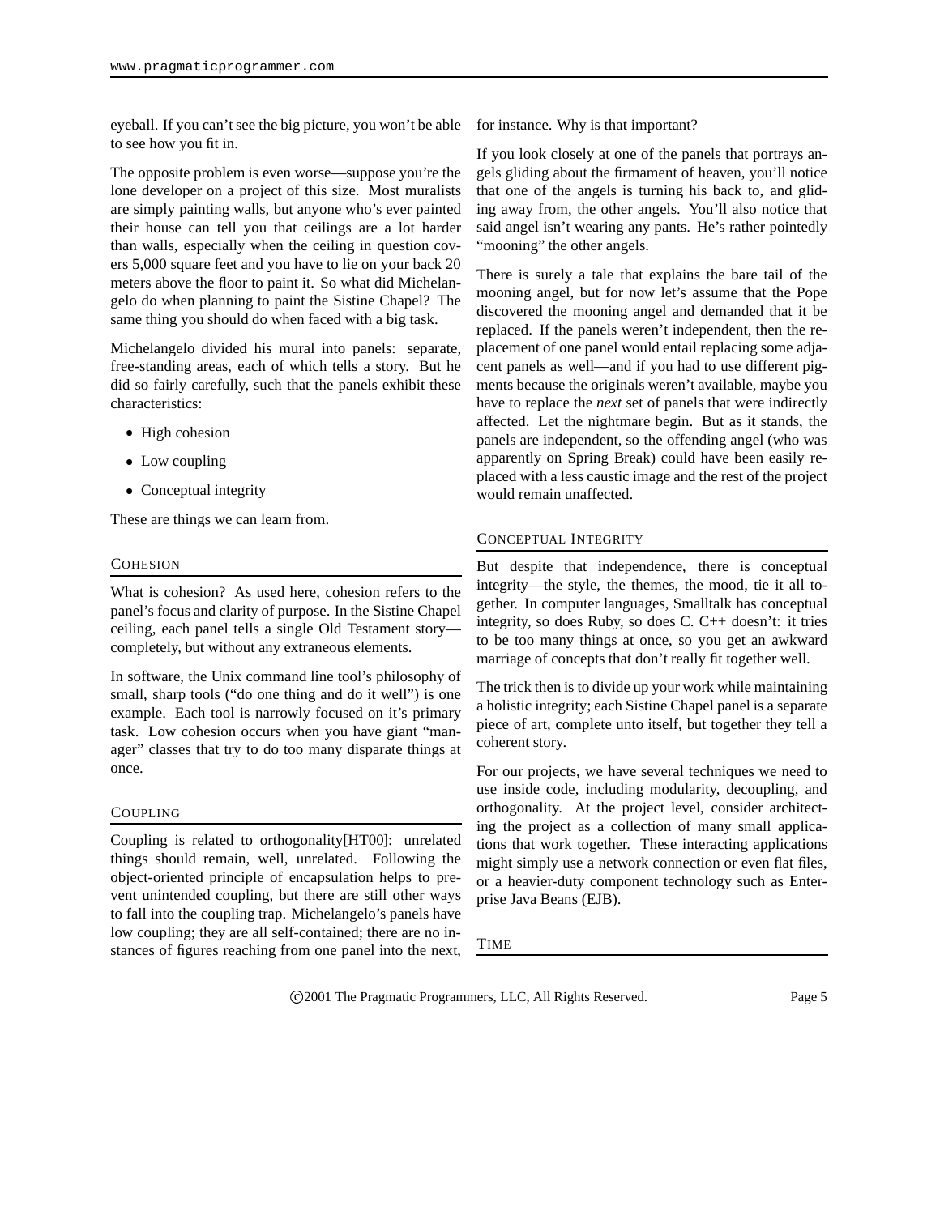eyeball. If you can't see the big picture, you won't be able to see how you fit in.

The opposite problem is even worse—suppose you're the lone developer on a project of this size. Most muralists are simply painting walls, but anyone who's ever painted their house can tell you that ceilings are a lot harder than walls, especially when the ceiling in question covers 5,000 square feet and you have to lie on your back 20 meters above the floor to paint it. So what did Michelangelo do when planning to paint the Sistine Chapel? The same thing you should do when faced with a big task.

Michelangelo divided his mural into panels: separate, free-standing areas, each of which tells a story. But he did so fairly carefully, such that the panels exhibit these characteristics:

- High cohesion
- Low coupling
- Conceptual integrity

These are things we can learn from.

### Cohesion

What is cohesion? As used here, cohesion refers to the panel's focus and clarity of purpose. In the Sistine Chapel ceiling, each panel tells a single Old Testament story—completely, but without any extraneous elements.

In software, the Unix command line tool's philosophy of small, sharp tools ("do one thing and do it well") is one example. Each tool is narrowly focused on it's primary task. Low cohesion occurs when you have giant "manager" classes that try to do too many disparate things at once.

### Coupling

Coupling is related to orthogonality[HT00]: unrelated things should remain, well, unrelated. Following the object-oriented principle of encapsulation helps to prevent unintended coupling, but there are still other ways to fall into the coupling trap. Michelangelo's panels have low coupling; they are all self-contained; there are no instances of figures reaching from one panel into the next, for instance. Why is that important?

If you look closely at one of the panels that portrays angels gliding about the firmament of heaven, you'll notice that one of the angels is turning his back to, and gliding away from, the other angels. You'll also notice that said angel isn't wearing any pants. He's rather pointedly "mooning" the other angels.

There is surely a tale that explains the bare tail of the mooning angel, but for now let's assume that the Pope discovered the mooning angel and demanded that it be replaced. If the panels weren't independent, then the replacement of one panel would entail replacing some adjacent panels as well—and if you had to use different pigments because the originals weren't available, maybe you have to replace the *next* set of panels that were indirectly affected. Let the nightmare begin. But as it stands, the panels are independent, so the offending angel (who was apparently on Spring Break) could have been easily replaced with a less caustic image and the rest of the project would remain unaffected.

### Conceptual Integrity

But despite that independence, there is conceptual integrity—the style, the themes, the mood, tie it all together. In computer languages, Smalltalk has conceptual integrity, so does Ruby, so does C. C++ doesn't: it tries to be too many things at once, so you get an awkward marriage of concepts that don't really fit together well.

The trick then is to divide up your work while maintaining a holistic integrity; each Sistine Chapel panel is a separate piece of art, complete unto itself, but together they tell a coherent story.

For our projects, we have several techniques we need to use inside code, including modularity, decoupling, and orthogonality. At the project level, consider architecting the project as a collection of many small applications that work together. These interacting applications might simply use a network connection or even flat files, or a heavier-duty component technology such as Enterprise Java Beans (EJB).

### Time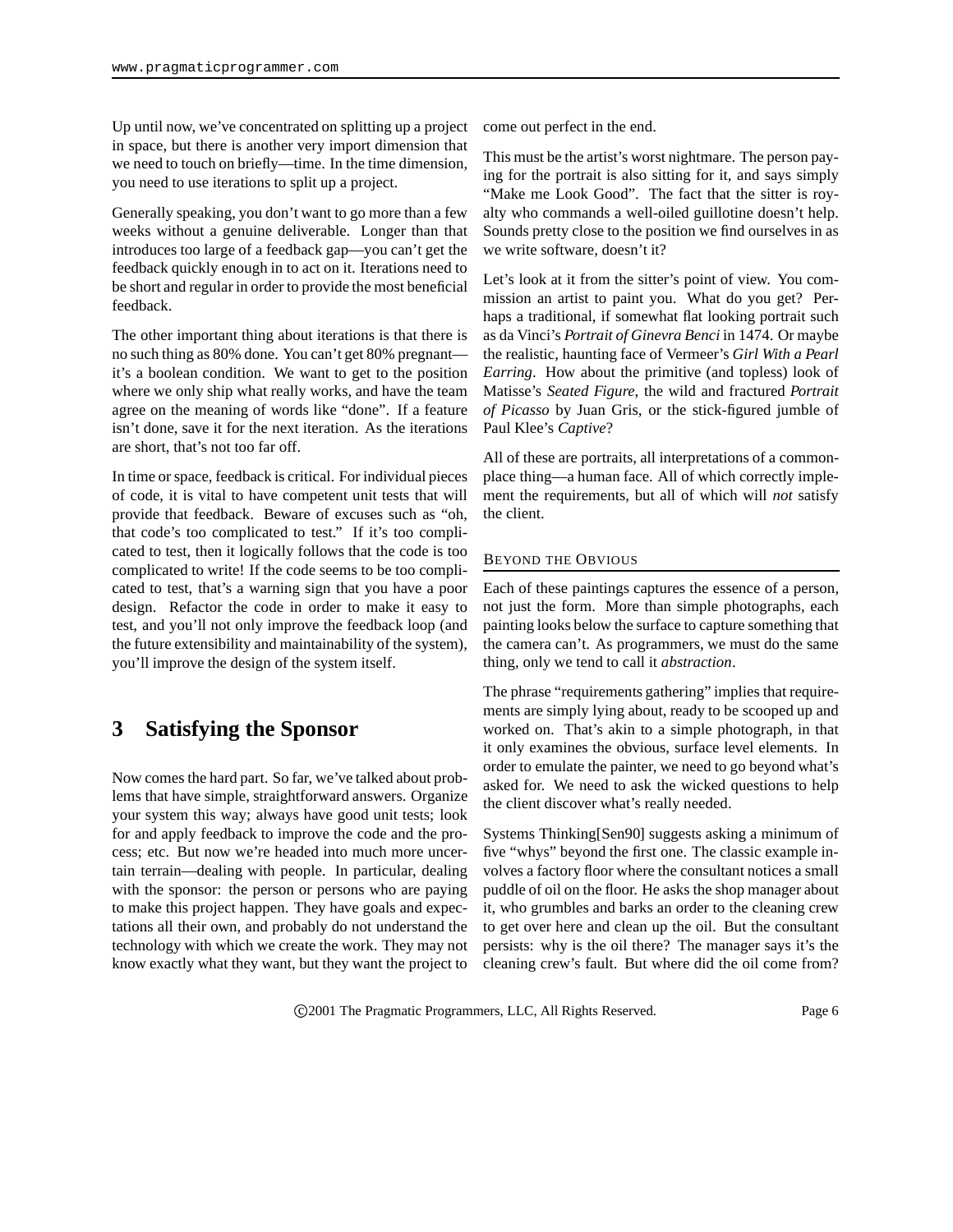Up until now, we've concentrated on splitting up a project in space, but there is another very import dimension that we need to touch on briefly—time. In the time dimension, you need to use iterations to split up a project.

Generally speaking, you don't want to go more than a few weeks without a genuine deliverable. Longer than that introduces too large of a feedback gap—you can't get the feedback quickly enough in to act on it. Iterations need to be short and regular in order to provide the most beneficial feedback.

The other important thing about iterations is that there is no such thing as 80% done. You can't get 80% pregnant—it's a boolean condition. We want to get to the position where we only ship what really works, and have the team agree on the meaning of words like "done". If a feature isn't done, save it for the next iteration. As the iterations are short, that's not too far off.

In time or space, feedback is critical. For individual pieces of code, it is vital to have competent unit tests that will provide that feedback. Beware of excuses such as "oh, that code's too complicated to test." If it's too complicated to test, then it logically follows that the code is too complicated to write! If the code seems to be too complicated to test, that's a warning sign that you have a poor design. Refactor the code in order to make it easy to test, and you'll not only improve the feedback loop (and the future extensibility and maintainability of the system), you'll improve the design of the system itself.

## 3 Satisfying the Sponsor

Now comes the hard part. So far, we've talked about problems that have simple, straightforward answers. Organize your system this way; always have good unit tests; look for and apply feedback to improve the code and the process; etc. But now we're headed into much more uncertain terrain—dealing with people. In particular, dealing with the sponsor: the person or persons who are paying to make this project happen. They have goals and expectations all their own, and probably do not understand the technology with which we create the work. They may not know exactly what they want, but they want the project to come out perfect in the end.

This must be the artist's worst nightmare. The person paying for the portrait is also sitting for it, and says simply "Make me Look Good". The fact that the sitter is royalty who commands a well-oiled guillotine doesn't help. Sounds pretty close to the position we find ourselves in as we write software, doesn't it?

Let's look at it from the sitter's point of view. You commission an artist to paint you. What do you get? Perhaps a traditional, if somewhat flat looking portrait such as da Vinci's *Portrait of Ginevra Benci* in 1474. Or maybe the realistic, haunting face of Vermeer's *Girl With a Pearl Earring*. How about the primitive (and topless) look of Matisse's *Seated Figure*, the wild and fractured *Portrait of Picasso* by Juan Gris, or the stick-figured jumble of Paul Klee's *Captive*?

All of these are portraits, all interpretations of a commonplace thing—a human face. All of which correctly implement the requirements, but all of which will *not* satisfy the client.

### Beyond the Obvious

Each of these paintings captures the essence of a person, not just the form. More than simple photographs, each painting looks below the surface to capture something that the camera can't. As programmers, we must do the same thing, only we tend to call it *abstraction*.

The phrase "requirements gathering" implies that requirements are simply lying about, ready to be scooped up and worked on. That's akin to a simple photograph, in that it only examines the obvious, surface level elements. In order to emulate the painter, we need to go beyond what's asked for. We need to ask the wicked questions to help the client discover what's really needed.

Systems Thinking[Sen90] suggests asking a minimum of five "whys" beyond the first one. The classic example involves a factory floor where the consultant notices a small puddle of oil on the floor. He asks the shop manager about it, who grumbles and barks an order to the cleaning crew to get over here and clean up the oil. But the consultant persists: why is the oil there? The manager says it's the cleaning crew's fault. But where did the oil come from?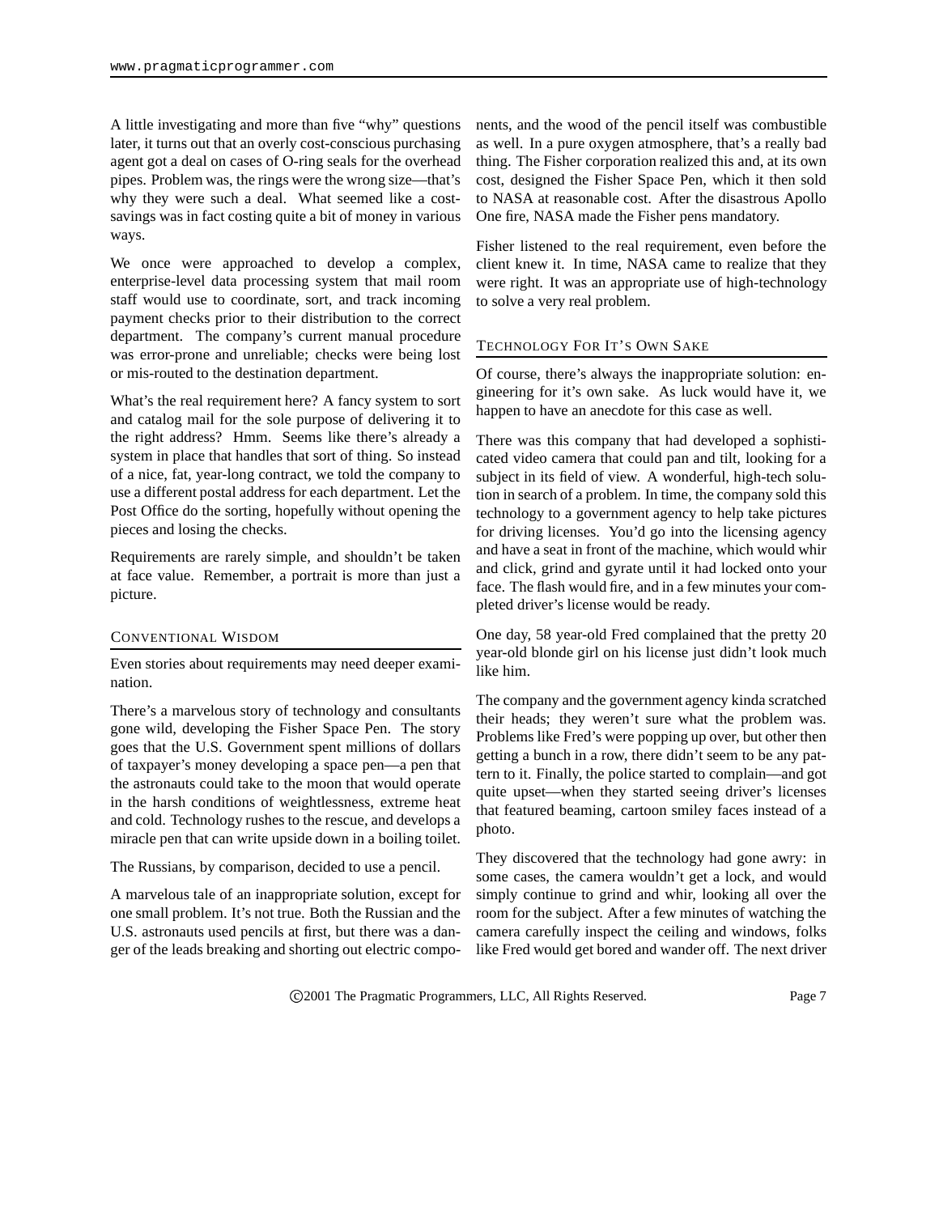A little investigating and more than five "why" questions later, it turns out that an overly cost-conscious purchasing agent got a deal on cases of O-ring seals for the overhead pipes. Problem was, the rings were the wrong size—that's why they were such a deal. What seemed like a cost-savings was in fact costing quite a bit of money in various ways.

We once were approached to develop a complex, enterprise-level data processing system that mail room staff would use to coordinate, sort, and track incoming payment checks prior to their distribution to the correct department. The company's current manual procedure was error-prone and unreliable; checks were being lost or mis-routed to the destination department.

What's the real requirement here? A fancy system to sort and catalog mail for the sole purpose of delivering it to the right address? Hmm. Seems like there's already a system in place that handles that sort of thing. So instead of a nice, fat, year-long contract, we told the company to use a different postal address for each department. Let the Post Office do the sorting, hopefully without opening the pieces and losing the checks.

Requirements are rarely simple, and shouldn't be taken at face value. Remember, a portrait is more than just a picture.

## Conventional Wisdom

Even stories about requirements may need deeper examination.

There's a marvelous story of technology and consultants gone wild, developing the Fisher Space Pen. The story goes that the U.S. Government spent millions of dollars of taxpayer's money developing a space pen—a pen that the astronauts could take to the moon that would operate in the harsh conditions of weightlessness, extreme heat and cold. Technology rushes to the rescue, and develops a miracle pen that can write upside down in a boiling toilet.

The Russians, by comparison, decided to use a pencil.

A marvelous tale of an inappropriate solution, except for one small problem. It's not true. Both the Russian and the U.S. astronauts used pencils at first, but there was a danger of the leads breaking and shorting out electric components, and the wood of the pencil itself was combustible as well. In a pure oxygen atmosphere, that's a really bad thing. The Fisher corporation realized this and, at its own cost, designed the Fisher Space Pen, which it then sold to NASA at reasonable cost. After the disastrous Apollo One fire, NASA made the Fisher pens mandatory.

Fisher listened to the real requirement, even before the client knew it. In time, NASA came to realize that they were right. It was an appropriate use of high-technology to solve a very real problem.

## Technology For It's Own Sake

Of course, there's always the inappropriate solution: engineering for it's own sake. As luck would have it, we happen to have an anecdote for this case as well.

There was this company that had developed a sophisticated video camera that could pan and tilt, looking for a subject in its field of view. A wonderful, high-tech solution in search of a problem. In time, the company sold this technology to a government agency to help take pictures for driving licenses. You'd go into the licensing agency and have a seat in front of the machine, which would whir and click, grind and gyrate until it had locked onto your face. The flash would fire, and in a few minutes your completed driver's license would be ready.

One day, 58 year-old Fred complained that the pretty 20 year-old blonde girl on his license just didn't look much like him.

The company and the government agency kinda scratched their heads; they weren't sure what the problem was. Problems like Fred's were popping up over, but other then getting a bunch in a row, there didn't seem to be any pattern to it. Finally, the police started to complain—and got quite upset—when they started seeing driver's licenses that featured beaming, cartoon smiley faces instead of a photo.

They discovered that the technology had gone awry: in some cases, the camera wouldn't get a lock, and would simply continue to grind and whir, looking all over the room for the subject. After a few minutes of watching the camera carefully inspect the ceiling and windows, folks like Fred would get bored and wander off. The next driver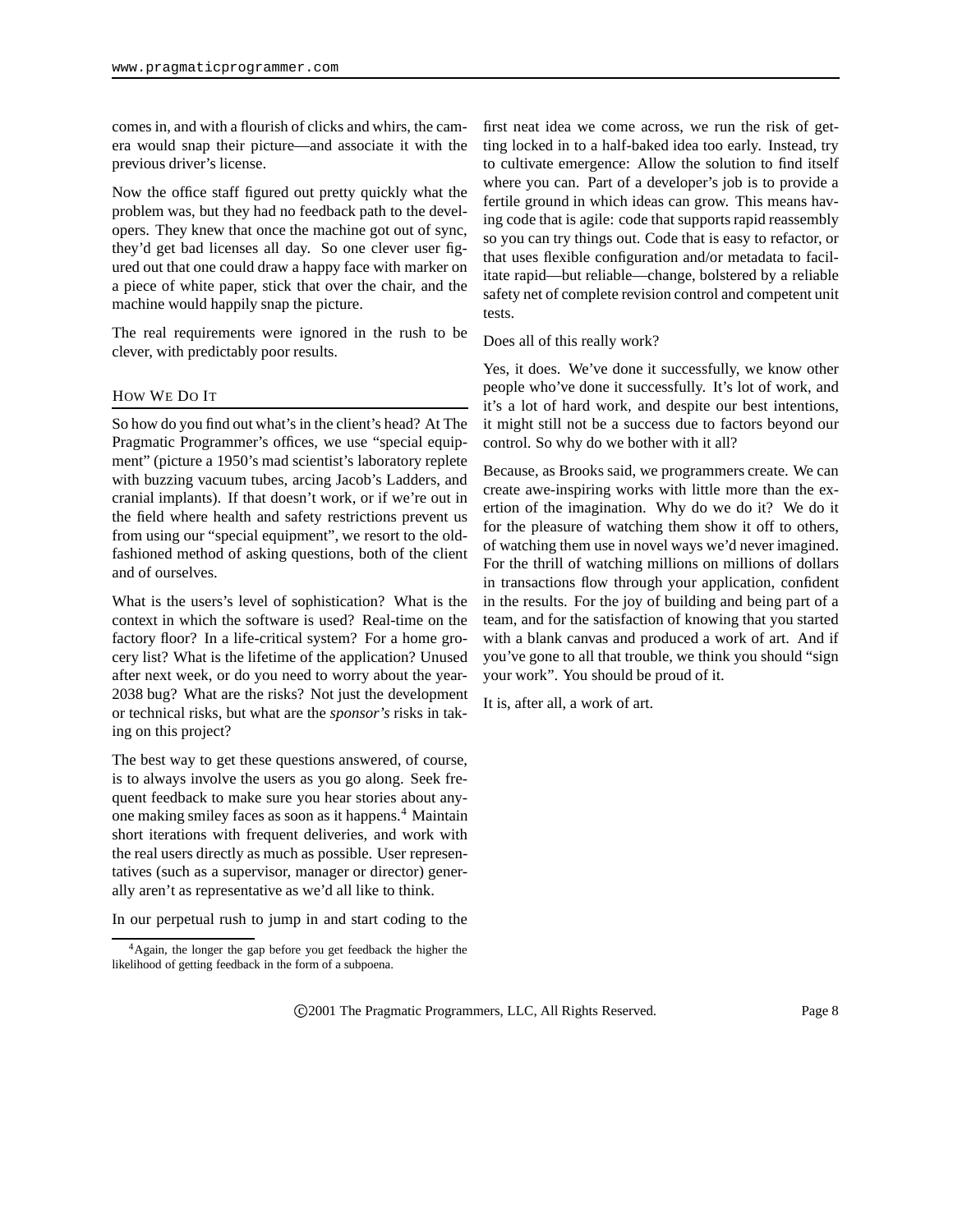comes in, and with a flourish of clicks and whirs, the camera would snap their picture—and associate it with the previous driver's license.

Now the office staff figured out pretty quickly what the problem was, but they had no feedback path to the developers. They knew that once the machine got out of sync, they'd get bad licenses all day. So one clever user figured out that one could draw a happy face with marker on a piece of white paper, stick that over the chair, and the machine would happily snap the picture.

The real requirements were ignored in the rush to be clever, with predictably poor results.

## How We Do It

So how do you find out what's in the client's head? At The Pragmatic Programmer's offices, we use "special equipment" (picture a 1950's mad scientist's laboratory replete with buzzing vacuum tubes, arcing Jacob's Ladders, and cranial implants). If that doesn't work, or if we're out in the field where health and safety restrictions prevent us from using our "special equipment", we resort to the old-fashioned method of asking questions, both of the client and of ourselves.

What is the users's level of sophistication? What is the context in which the software is used? Real-time on the factory floor? In a life-critical system? For a home grocery list? What is the lifetime of the application? Unused after next week, or do you need to worry about the year-2038 bug? What are the risks? Not just the development or technical risks, but what are the *sponsor's* risks in taking on this project?

The best way to get these questions answered, of course, is to always involve the users as you go along. Seek frequent feedback to make sure you hear stories about anyone making smiley faces as soon as it happens.[4] Maintain short iterations with frequent deliveries, and work with the real users directly as much as possible. User representatives (such as a supervisor, manager or director) generally aren't as representative as we'd all like to think.

In our perpetual rush to jump in and start coding to the first neat idea we come across, we run the risk of getting locked in to a half-baked idea too early. Instead, try to cultivate emergence: Allow the solution to find itself where you can. Part of a developer's job is to provide a fertile ground in which ideas can grow. This means having code that is agile: code that supports rapid reassembly so you can try things out. Code that is easy to refactor, or that uses flexible configuration and/or metadata to facilitate rapid—but reliable—change, bolstered by a reliable safety net of complete revision control and competent unit tests.

Does all of this really work?

Yes, it does. We've done it successfully, we know other people who've done it successfully. It's lot of work, and it's a lot of hard work, and despite our best intentions, it might still not be a success due to factors beyond our control. So why do we bother with it all?

Because, as Brooks said, we programmers create. We can create awe-inspiring works with little more than the exertion of the imagination. Why do we do it? We do it for the pleasure of watching them show it off to others, of watching them use in novel ways we'd never imagined. For the thrill of watching millions on millions of dollars in transactions flow through your application, confident in the results. For the joy of building and being part of a team, and for the satisfaction of knowing that you started with a blank canvas and produced a work of art. And if you've gone to all that trouble, we think you should "sign your work". You should be proud of it.

It is, after all, a work of art.

---

[4] Again, the longer the gap before you get feedback the higher the likelihood of getting feedback in the form of a subpoena.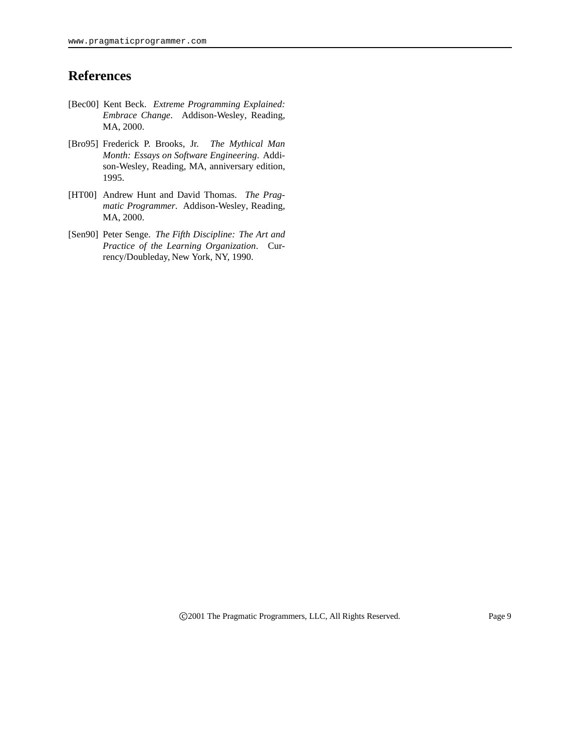## References

[Bec00] Kent Beck. *Extreme Programming Explained: Embrace Change*. Addison-Wesley, Reading, MA, 2000.

[Bro95] Frederick P. Brooks, Jr. *The Mythical Man Month: Essays on Software Engineering*. Addison-Wesley, Reading, MA, anniversary edition, 1995.

[HT00] Andrew Hunt and David Thomas. *The Pragmatic Programmer*. Addison-Wesley, Reading, MA, 2000.

[Sen90] Peter Senge. *The Fifth Discipline: The Art and Practice of the Learning Organization*. Currency/Doubleday, New York, NY, 1990.